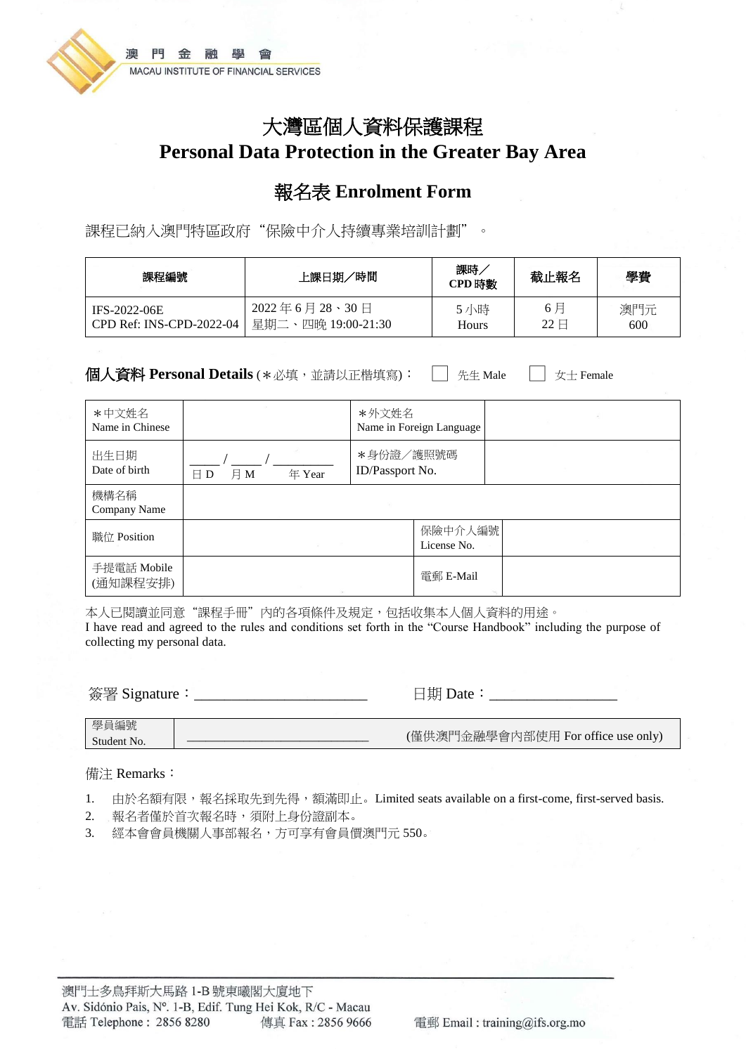澳門金融學會
MACAU INSTITUTE OF FINANCIAL SERVICES

# 大灣區個人資料保護課程
# Personal Data Protection in the Greater Bay Area

## 報名表 Enrolment Form

課程已納入澳門特區政府“保險中介人持續專業培訓計劃”。

| 課程編號 | 上課日期／時間 | 課時／CPD 時數 | 截止報名 | 學費 |
|---|---|---|---|---|
| IFS-2022-06E<br>CPD Ref: INS-CPD-2022-04 | 2022 年 6 月 28、30 日<br>星期二、四晚 19:00-21:30 | 5 小時<br>Hours | 6 月<br>22 日 | 澳門元<br>600 |

**個人資料 Personal Details** (＊必填，並請以正楷填寫)： ☐ 先生 Male ☐ 女士 Female

| ＊中文姓名<br>Name in Chinese | | ＊外文姓名<br>Name in Foreign Language | |
|---|---|---|---|
| 出生日期<br>Date of birth | _____ / _____ / _________<br>日 D 月 M 年 Year | ＊身份證／護照號碼<br>ID/Passport No. | |
| 機構名稱<br>Company Name | | | |
| 職位 Position | | 保險中介人編號<br>License No. | |
| 手提電話 Mobile<br>(通知課程安排) | | 電郵 E-Mail | |

本人已閱讀並同意“課程手冊”內的各項條件及規定，包括收集本人個人資料的用途。
I have read and agreed to the rules and conditions set forth in the “Course Handbook” including the purpose of collecting my personal data.

簽署 Signature：_______________________ 日期 Date：_________________

| 學員編號<br>Student No. | ___________________________ (僅供澳門金融學會內部使用 For office use only) |
|---|---|

備注 Remarks：

1. 由於名額有限，報名採取先到先得，額滿即止。Limited seats available on a first-come, first-served basis.
2. 報名者僅於首次報名時，須附上身份證副本。
3. 經本會會員機關人事部報名，方可享有會員價澳門元 550。

澳門士多鳥拜斯大馬路 1-B 號東曦閣大廈地下
Av. Sidónio Pais, Nº. 1-B, Edif. Tung Hei Kok, R/C - Macau
電話 Telephone：2856 8280 傳真 Fax : 2856 9666 電郵 Email : training@ifs.org.mo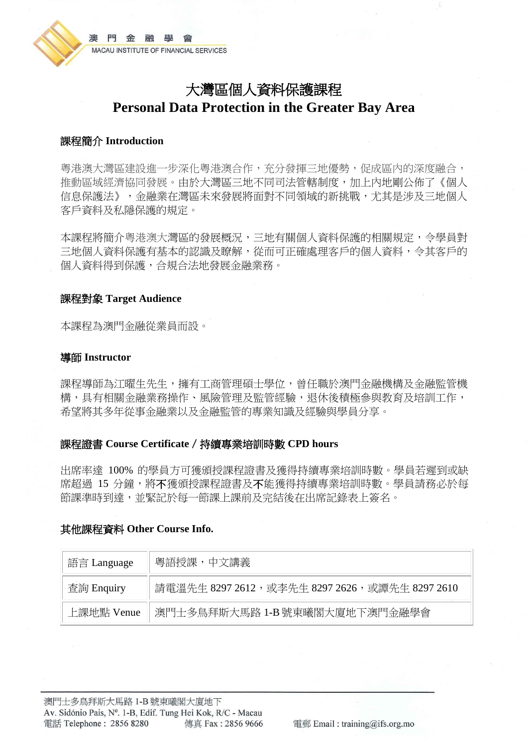澳門金融學會
MACAU INSTITUTE OF FINANCIAL SERVICES

# 大灣區個人資料保護課程
# Personal Data Protection in the Greater Bay Area

## 課程簡介 Introduction

粵港澳大灣區建設進一步深化粵港澳合作，充分發揮三地優勢，促成區內的深度融合，推動區域經濟協同發展。由於大灣區三地不同司法管轄制度，加上內地剛公佈了《個人信息保護法》，金融業在灣區未來發展將面對不同領域的新挑戰，尤其是涉及三地個人客戶資料及私隱保護的規定。

本課程將簡介粵港澳大灣區的發展概況，三地有關個人資料保護的相關規定，令學員對三地個人資料保護有基本的認識及瞭解，從而可正確處理客戶的個人資料，令其客戶的個人資料得到保護，合規合法地發展金融業務。

## 課程對象 Target Audience

本課程為澳門金融從業員而設。

## 導師 Instructor

課程導師為江曜生先生，擁有工商管理碩士學位，曾任職於澳門金融機構及金融監管機構，具有相關金融業務操作、風險管理及監管經驗，退休後積極參與教育及培訓工作，希望將其多年從事金融業以及金融監管的專業知識及經驗與學員分享。

## 課程證書 Course Certificate / 持續專業培訓時數 CPD hours

出席率達 100% 的學員方可獲頒授課程證書及獲得持續專業培訓時數。學員若遲到或缺席超過 15 分鐘，將**不**獲頒授課程證書及**不**能獲得持續專業培訓時數。學員請務必於每節課準時到達，並緊記於每一節課上課前及完結後在出席記錄表上簽名。

## 其他課程資料 Other Course Info.

| | |
|---|---|
| 語言 Language | 粵語授課，中文講義 |
| 查詢 Enquiry | 請電溫先生 8297 2612，或李先生 8297 2626，或譚先生 8297 2610 |
| 上課地點 Venue | 澳門士多鳥拜斯大馬路 1-B 號東曦閣大廈地下澳門金融學會 |

澳門士多鳥拜斯大馬路 1-B 號東曦閣大廈地下
Av. Sidónio Pais, Nº. 1-B, Edif. Tung Hei Kok, R/C - Macau
電話 Telephone：2856 8280　傳真 Fax : 2856 9666　電郵 Email : training@ifs.org.mo